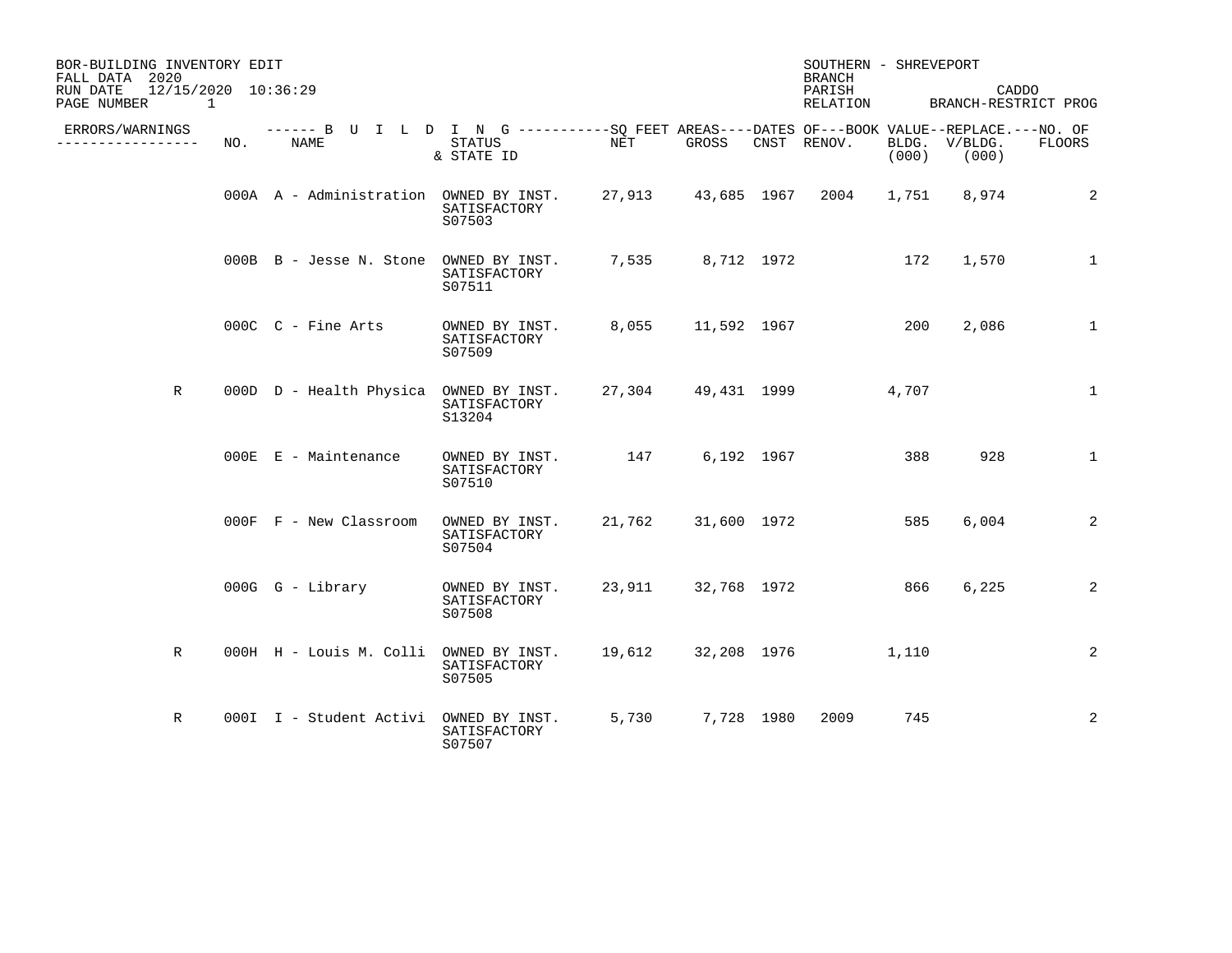BOR-BUILDING INVENTORY EDIT
FALL DATA 2020
RUN DATE 12/15/2020 10:36:29
PAGE NUMBER 1

SOUTHERN - SHREVEPORT
BRANCH
PARISH CADDO
RELATION BRANCH-RESTRICT PROG

| ERRORS/WARNINGS | NO. | NAME | STATUS & STATE ID | SQ FEET AREAS NET | GROSS | DATES OF CNST | RENOV. | BOOK VALUE BLDG. (000) | REPLACE. V/BLDG. (000) | NO. OF FLOORS |
|---|---|---|---|---|---|---|---|---|---|---|
| | 000A | A - Administration | OWNED BY INST. SATISFACTORY S07503 | 27,913 | 43,685 | 1967 | 2004 | 1,751 | 8,974 | 2 |
| | 000B | B - Jesse N. Stone | OWNED BY INST. SATISFACTORY S07511 | 7,535 | 8,712 | 1972 | | 172 | 1,570 | 1 |
| | 000C | C - Fine Arts | OWNED BY INST. SATISFACTORY S07509 | 8,055 | 11,592 | 1967 | | 200 | 2,086 | 1 |
| R | 000D | D - Health Physica | OWNED BY INST. SATISFACTORY S13204 | 27,304 | 49,431 | 1999 | | 4,707 | | 1 |
| | 000E | E - Maintenance | OWNED BY INST. SATISFACTORY S07510 | 147 | 6,192 | 1967 | | 388 | 928 | 1 |
| | 000F | F - New Classroom | OWNED BY INST. SATISFACTORY S07504 | 21,762 | 31,600 | 1972 | | 585 | 6,004 | 2 |
| | 000G | G - Library | OWNED BY INST. SATISFACTORY S07508 | 23,911 | 32,768 | 1972 | | 866 | 6,225 | 2 |
| R | 000H | H - Louis M. Colli | OWNED BY INST. SATISFACTORY S07505 | 19,612 | 32,208 | 1976 | | 1,110 | | 2 |
| R | 000I | I - Student Activi | OWNED BY INST. SATISFACTORY S07507 | 5,730 | 7,728 | 1980 | 2009 | 745 | | 2 |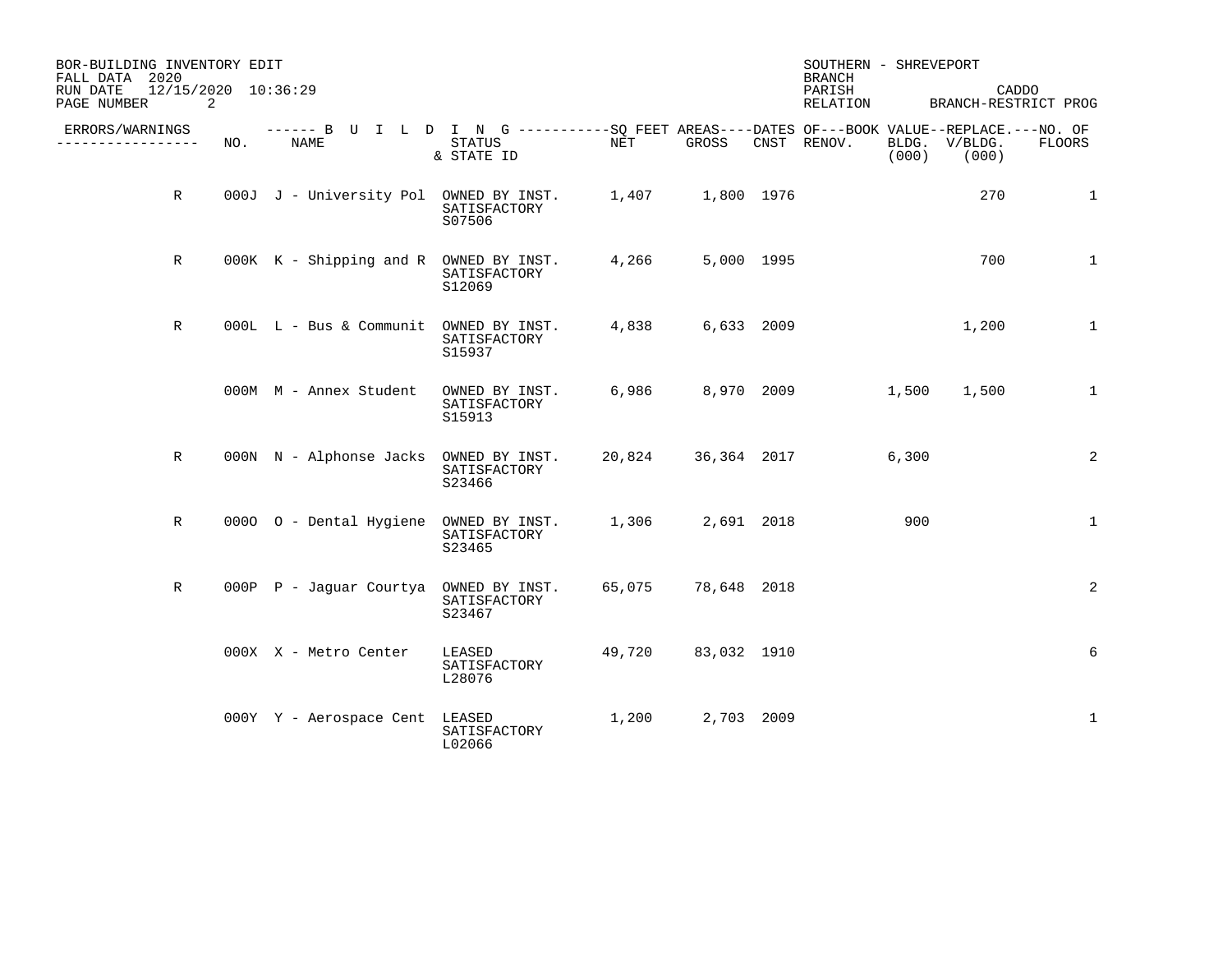BOR-BUILDING INVENTORY EDIT
FALL DATA 2020
RUN DATE 12/15/2020 10:36:29

SOUTHERN - SHREVEPORT
BRANCH
PARISH CADDO
RELATION BRANCH-RESTRICT PROG

| ERRORS/WARNINGS | NO. | BUILDING NAME | STATUS & STATE ID | SQ FEET AREAS NET | SQ FEET AREAS GROSS | DATES OF CNST | DATES OF RENOV. | BOOK VALUE BLDG. (000) | REPLACE. V/BLDG. (000) | NO. OF FLOORS |
|---|---|---|---|---|---|---|---|---|---|---|
| R | 000J | J - University Pol | OWNED BY INST. SATISFACTORY S07506 | 1,407 | 1,800 | 1976 | | | 270 | 1 |
| R | 000K | K - Shipping and R | OWNED BY INST. SATISFACTORY S12069 | 4,266 | 5,000 | 1995 | | | 700 | 1 |
| R | 000L | L - Bus & Communit | OWNED BY INST. SATISFACTORY S15937 | 4,838 | 6,633 | 2009 | | | 1,200 | 1 |
| | 000M | M - Annex Student | OWNED BY INST. SATISFACTORY S15913 | 6,986 | 8,970 | 2009 | | 1,500 | 1,500 | 1 |
| R | 000N | N - Alphonse Jacks | OWNED BY INST. SATISFACTORY S23466 | 20,824 | 36,364 | 2017 | | 6,300 | | 2 |
| R | 000O | O - Dental Hygiene | OWNED BY INST. SATISFACTORY S23465 | 1,306 | 2,691 | 2018 | | 900 | | 1 |
| R | 000P | P - Jaguar Courtya | OWNED BY INST. SATISFACTORY S23467 | 65,075 | 78,648 | 2018 | | | | 2 |
| | 000X | X - Metro Center | LEASED SATISFACTORY L28076 | 49,720 | 83,032 | 1910 | | | | 6 |
| | 000Y | Y - Aerospace Cent | LEASED SATISFACTORY L02066 | 1,200 | 2,703 | 2009 | | | | 1 |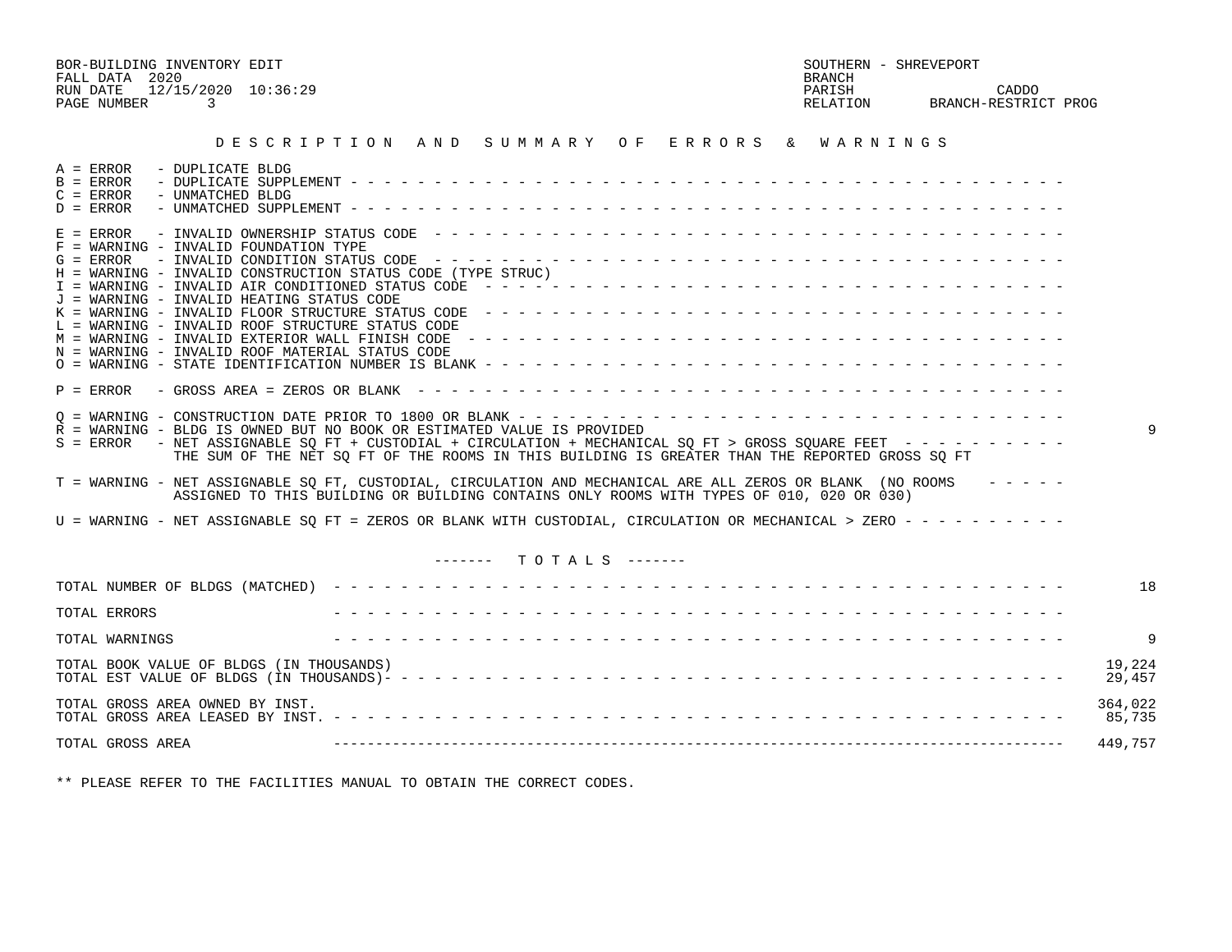BOR-BUILDING INVENTORY EDIT
FALL DATA 2020
RUN DATE 12/15/2020 10:36:29

SOUTHERN - SHREVEPORT
BRANCH
PARISH CADDO
RELATION BRANCH-RESTRICT PROG

## DESCRIPTION AND SUMMARY OF ERRORS & WARNINGS

| Code | Description | Count |
|---|---|---|
| A = ERROR | DUPLICATE BLDG | |
| B = ERROR | DUPLICATE SUPPLEMENT | |
| C = ERROR | UNMATCHED BLDG | |
| D = ERROR | UNMATCHED SUPPLEMENT | |
| E = ERROR | INVALID OWNERSHIP STATUS CODE | |
| F = WARNING | INVALID FOUNDATION TYPE | |
| G = ERROR | INVALID CONDITION STATUS CODE | |
| H = WARNING | INVALID CONSTRUCTION STATUS CODE (TYPE STRUC) | |
| I = WARNING | INVALID AIR CONDITIONED STATUS CODE | |
| J = WARNING | INVALID HEATING STATUS CODE | |
| K = WARNING | INVALID FLOOR STRUCTURE STATUS CODE | |
| L = WARNING | INVALID ROOF STRUCTURE STATUS CODE | |
| M = WARNING | INVALID EXTERIOR WALL FINISH CODE | |
| N = WARNING | INVALID ROOF MATERIAL STATUS CODE | |
| O = WARNING | STATE IDENTIFICATION NUMBER IS BLANK | |
| P = ERROR | GROSS AREA = ZEROS OR BLANK | |
| Q = WARNING | CONSTRUCTION DATE PRIOR TO 1800 OR BLANK | |
| R = WARNING | BLDG IS OWNED BUT NO BOOK OR ESTIMATED VALUE IS PROVIDED | 9 |
| S = ERROR | NET ASSIGNABLE SQ FT + CUSTODIAL + CIRCULATION + MECHANICAL SQ FT > GROSS SQUARE FEET<br>THE SUM OF THE NET SQ FT OF THE ROOMS IN THIS BUILDING IS GREATER THAN THE REPORTED GROSS SQ FT | |
| T = WARNING | NET ASSIGNABLE SQ FT, CUSTODIAL, CIRCULATION AND MECHANICAL ARE ALL ZEROS OR BLANK (NO ROOMS ASSIGNED TO THIS BUILDING OR BUILDING CONTAINS ONLY ROOMS WITH TYPES OF 010, 020 OR 030) | |
| U = WARNING | NET ASSIGNABLE SQ FT = ZEROS OR BLANK WITH CUSTODIAL, CIRCULATION OR MECHANICAL > ZERO | |

## ------- TOTALS -------

| | |
|---|---|
| TOTAL NUMBER OF BLDGS (MATCHED) | 18 |
| TOTAL ERRORS | |
| TOTAL WARNINGS | 9 |
| TOTAL BOOK VALUE OF BLDGS (IN THOUSANDS) | 19,224 |
| TOTAL EST VALUE OF BLDGS (IN THOUSANDS) | 29,457 |
| TOTAL GROSS AREA OWNED BY INST. | 364,022 |
| TOTAL GROSS AREA LEASED BY INST. | 85,735 |
| TOTAL GROSS AREA | 449,757 |

** PLEASE REFER TO THE FACILITIES MANUAL TO OBTAIN THE CORRECT CODES.